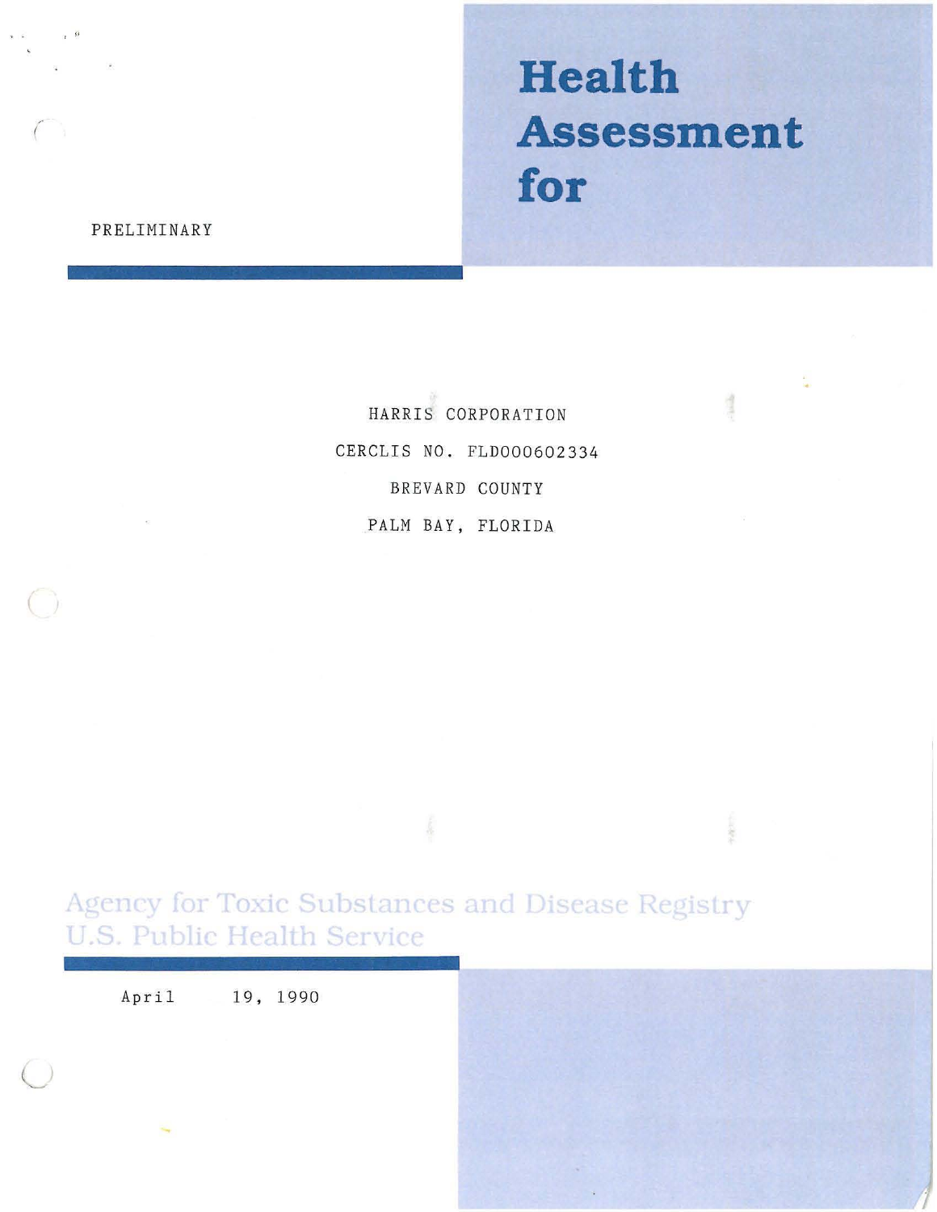# Health Assessment for

PRELIMINARY

HARRIS CORPORATION

CERCLIS NO. FLD000602334

BREVARD COUNTY

PALM BAY, FLORIDA

Agency for Toxic Substances and Disease Registry
U.S. Public Health Service

April 19, 1990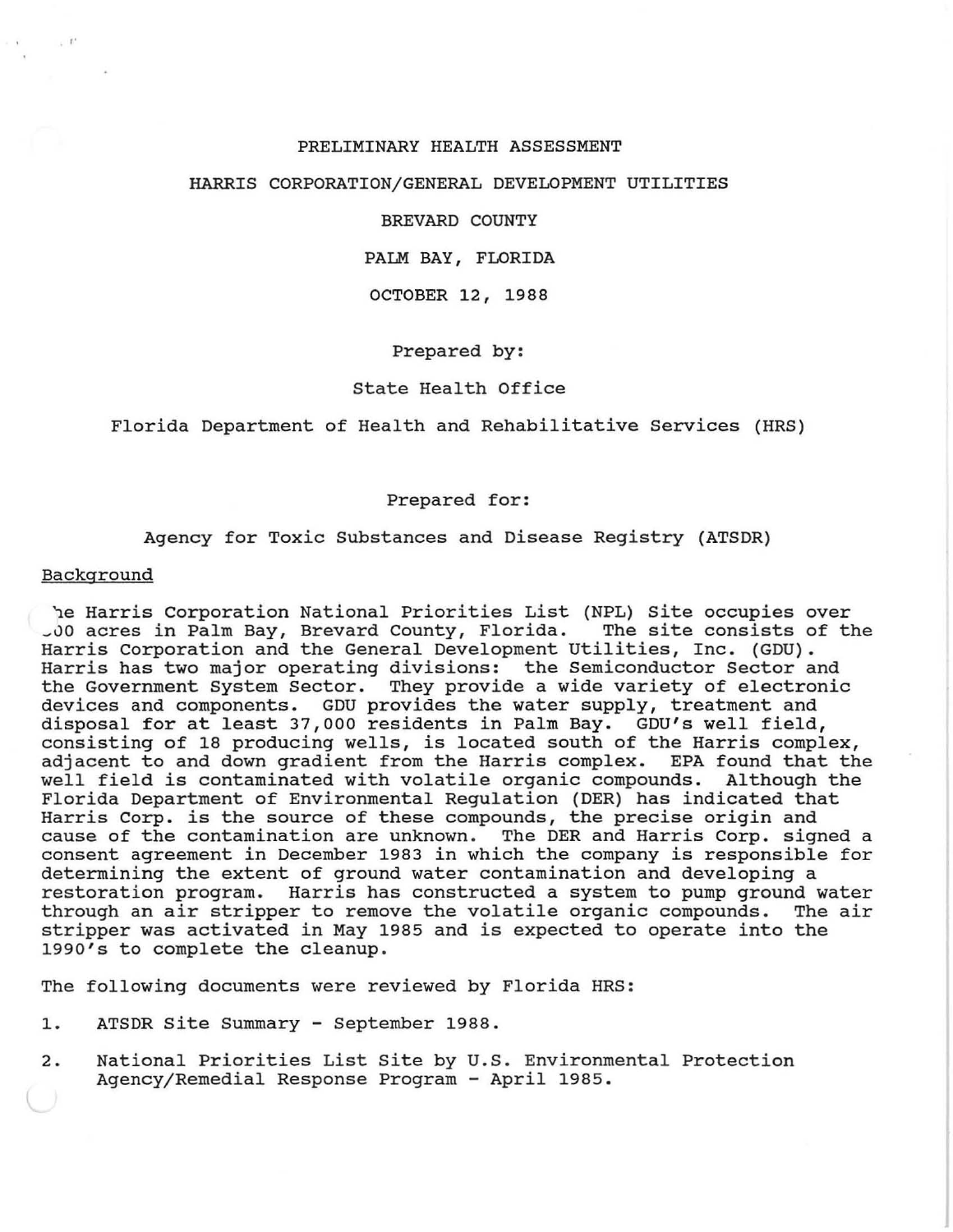PRELIMINARY HEALTH ASSESSMENT

HARRIS CORPORATION/GENERAL DEVELOPMENT UTILITIES

BREVARD COUNTY

PALM BAY, FLORIDA

OCTOBER 12, 1988

Prepared by:

State Health Office

Florida Department of Health and Rehabilitative Services (HRS)

Prepared for:

Agency for Toxic Substances and Disease Registry (ATSDR)

## Background

The Harris Corporation National Priorities List (NPL) Site occupies over ~00 acres in Palm Bay, Brevard County, Florida. The site consists of the Harris Corporation and the General Development Utilities, Inc. (GDU). Harris has two major operating divisions: the Semiconductor Sector and the Government System Sector. They provide a wide variety of electronic devices and components. GDU provides the water supply, treatment and disposal for at least 37,000 residents in Palm Bay. GDU's well field, consisting of 18 producing wells, is located south of the Harris complex, adjacent to and down gradient from the Harris complex. EPA found that the well field is contaminated with volatile organic compounds. Although the Florida Department of Environmental Regulation (DER) has indicated that Harris Corp. is the source of these compounds, the precise origin and cause of the contamination are unknown. The DER and Harris Corp. signed a consent agreement in December 1983 in which the company is responsible for determining the extent of ground water contamination and developing a restoration program. Harris has constructed a system to pump ground water through an air stripper to remove the volatile organic compounds. The air stripper was activated in May 1985 and is expected to operate into the 1990's to complete the cleanup.

The following documents were reviewed by Florida HRS:

1. ATSDR Site Summary - September 1988.
2. National Priorities List Site by U.S. Environmental Protection Agency/Remedial Response Program - April 1985.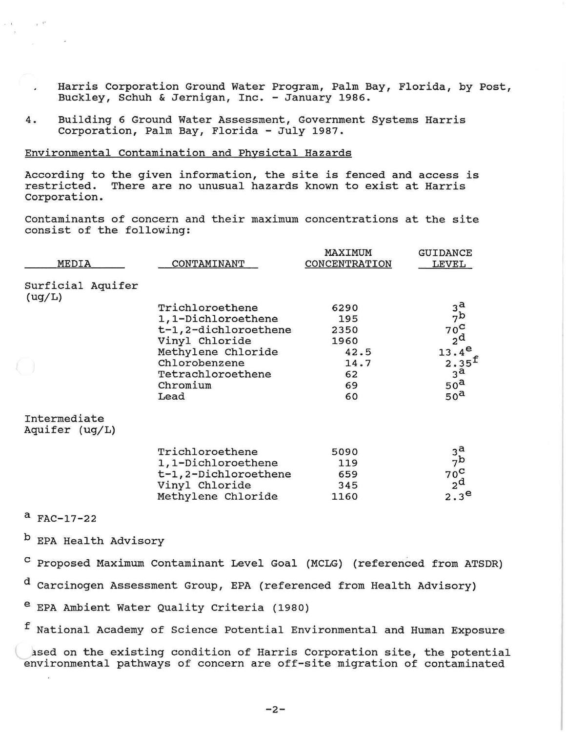. Harris Corporation Ground Water Program, Palm Bay, Florida, by Post, Buckley, Schuh & Jernigan, Inc. - January 1986.

4. Building 6 Ground Water Assessment, Government Systems Harris Corporation, Palm Bay, Florida - July 1987.

<u>Environmental Contamination and Physictal Hazards</u>

According to the given information, the site is fenced and access is restricted. There are no unusual hazards known to exist at Harris Corporation.

Contaminants of concern and their maximum concentrations at the site consist of the following:

| MEDIA | CONTAMINANT | MAXIMUM CONCENTRATION | GUIDANCE LEVEL |
|---|---|---|---|
| Surficial Aquifer (ug/L) | | | |
| | Trichloroethene | 6290 | 3[a] |
| | 1,1-Dichloroethene | 195 | 7[b] |
| | t-1,2-dichloroethene | 2350 | 70[c] |
| | Vinyl Chloride | 1960 | 2[d] |
| | Methylene Chloride | 42.5 | 13.4[e] |
| | Chlorobenzene | 14.7 | 2.35[f] |
| | Tetrachloroethene | 62 | 3[a] |
| | Chromium | 69 | 50[a] |
| | Lead | 60 | 50[a] |
| Intermediate Aquifer (ug/L) | | | |
| | Trichloroethene | 5090 | 3[a] |
| | 1,1-Dichloroethene | 119 | 7[b] |
| | t-1,2-Dichloroethene | 659 | 70[c] |
| | Vinyl Chloride | 345 | 2[d] |
| | Methylene Chloride | 1160 | 2.3[e] |

[a] FAC-17-22

[b] EPA Health Advisory

[c] Proposed Maximum Contaminant Level Goal (MCLG) (referenced from ATSDR)

[d] Carcinogen Assessment Group, EPA (referenced from Health Advisory)

[e] EPA Ambient Water Quality Criteria (1980)

[f] National Academy of Science Potential Environmental and Human Exposure

Based on the existing condition of Harris Corporation site, the potential environmental pathways of concern are off-site migration of contaminated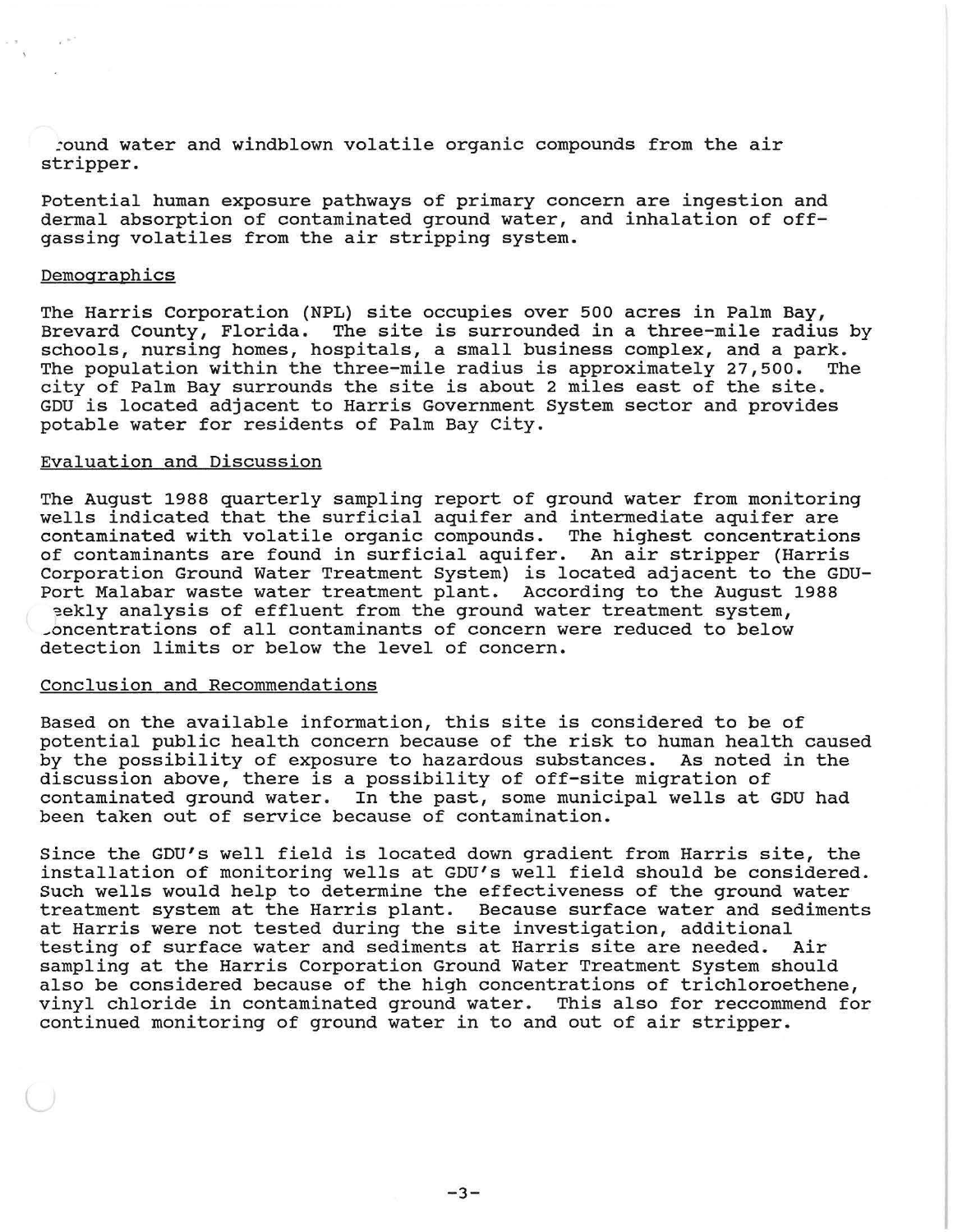ground water and windblown volatile organic compounds from the air stripper.

Potential human exposure pathways of primary concern are ingestion and dermal absorption of contaminated ground water, and inhalation of off-gassing volatiles from the air stripping system.

Demographics

The Harris Corporation (NPL) site occupies over 500 acres in Palm Bay, Brevard County, Florida. The site is surrounded in a three-mile radius by schools, nursing homes, hospitals, a small business complex, and a park. The population within the three-mile radius is approximately 27,500. The city of Palm Bay surrounds the site is about 2 miles east of the site. GDU is located adjacent to Harris Government System sector and provides potable water for residents of Palm Bay City.

Evaluation and Discussion

The August 1988 quarterly sampling report of ground water from monitoring wells indicated that the surficial aquifer and intermediate aquifer are contaminated with volatile organic compounds. The highest concentrations of contaminants are found in surficial aquifer. An air stripper (Harris Corporation Ground Water Treatment System) is located adjacent to the GDU-Port Malabar waste water treatment plant. According to the August 1988 weekly analysis of effluent from the ground water treatment system, concentrations of all contaminants of concern were reduced to below detection limits or below the level of concern.

Conclusion and Recommendations

Based on the available information, this site is considered to be of potential public health concern because of the risk to human health caused by the possibility of exposure to hazardous substances. As noted in the discussion above, there is a possibility of off-site migration of contaminated ground water. In the past, some municipal wells at GDU had been taken out of service because of contamination.

Since the GDU's well field is located down gradient from Harris site, the installation of monitoring wells at GDU's well field should be considered. Such wells would help to determine the effectiveness of the ground water treatment system at the Harris plant. Because surface water and sediments at Harris were not tested during the site investigation, additional testing of surface water and sediments at Harris site are needed. Air sampling at the Harris Corporation Ground Water Treatment System should also be considered because of the high concentrations of trichloroethene, vinyl chloride in contaminated ground water. This also for reccommend for continued monitoring of ground water in to and out of air stripper.